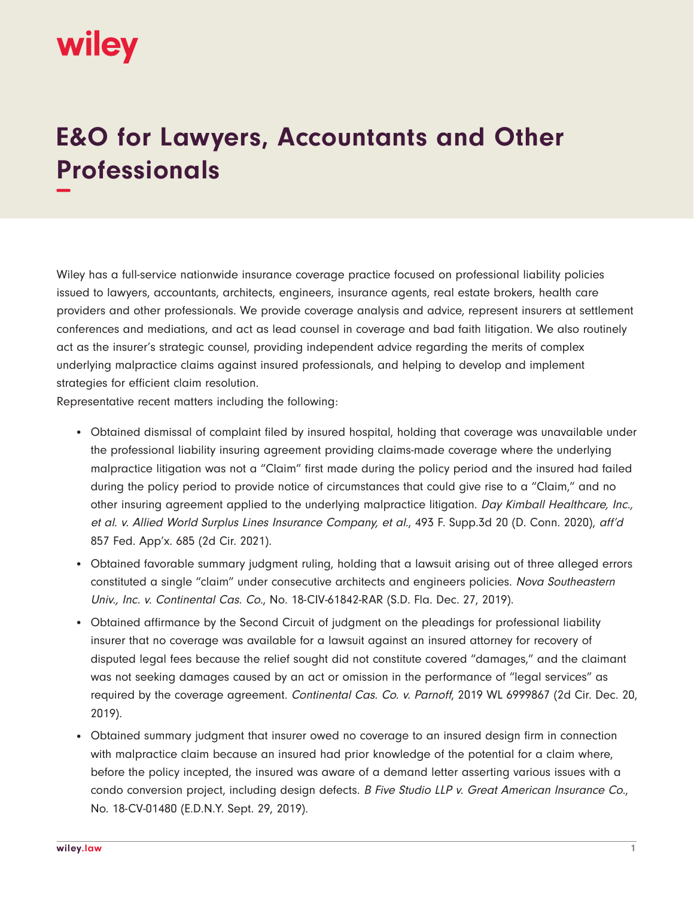# E&O for Lawyers, Accountants and Other Professionals

Wiley has a full-service nationwide insurance coverage practice focused on professional liability policies issued to lawyers, accountants, architects, engineers, insurance agents, real estate brokers, health care providers and other professionals. We provide coverage analysis and advice, represent insurers at settlement conferences and mediations, and act as lead counsel in coverage and bad faith litigation. We also routinely act as the insurer's strategic counsel, providing independent advice regarding the merits of complex underlying malpractice claims against insured professionals, and helping to develop and implement strategies for efficient claim resolution.

Representative recent matters including the following:

- Obtained dismissal of complaint filed by insured hospital, holding that coverage was unavailable under the professional liability insuring agreement providing claims-made coverage where the underlying malpractice litigation was not a "Claim" first made during the policy period and the insured had failed during the policy period to provide notice of circumstances that could give rise to a "Claim," and no other insuring agreement applied to the underlying malpractice litigation. *Day Kimball Healthcare, Inc., et al. v. Allied World Surplus Lines Insurance Company, et al.*, 493 F. Supp.3d 20 (D. Conn. 2020), *aff'd* 857 Fed. App'x. 685 (2d Cir. 2021).
- Obtained favorable summary judgment ruling, holding that a lawsuit arising out of three alleged errors constituted a single "claim" under consecutive architects and engineers policies. *Nova Southeastern Univ., Inc. v. Continental Cas. Co.*, No. 18-CIV-61842-RAR (S.D. Fla. Dec. 27, 2019).
- Obtained affirmance by the Second Circuit of judgment on the pleadings for professional liability insurer that no coverage was available for a lawsuit against an insured attorney for recovery of disputed legal fees because the relief sought did not constitute covered "damages," and the claimant was not seeking damages caused by an act or omission in the performance of "legal services" as required by the coverage agreement. *Continental Cas. Co. v. Parnoff*, 2019 WL 6999867 (2d Cir. Dec. 20, 2019).
- Obtained summary judgment that insurer owed no coverage to an insured design firm in connection with malpractice claim because an insured had prior knowledge of the potential for a claim where, before the policy incepted, the insured was aware of a demand letter asserting various issues with a condo conversion project, including design defects. *B Five Studio LLP v. Great American Insurance Co.*, No. 18-CV-01480 (E.D.N.Y. Sept. 29, 2019).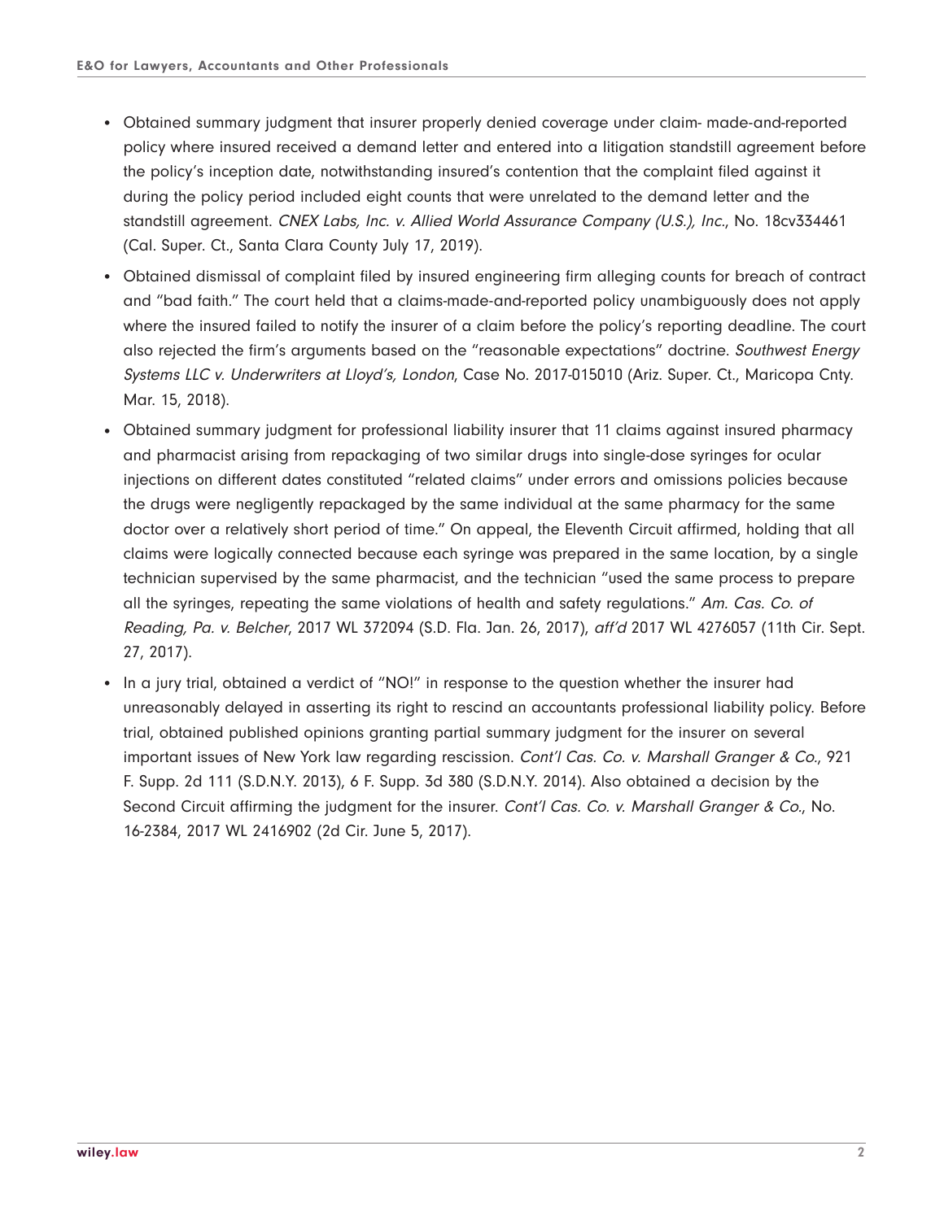- Obtained summary judgment that insurer properly denied coverage under claim- made-and-reported policy where insured received a demand letter and entered into a litigation standstill agreement before the policy's inception date, notwithstanding insured's contention that the complaint filed against it during the policy period included eight counts that were unrelated to the demand letter and the standstill agreement. *CNEX Labs, Inc. v. Allied World Assurance Company (U.S.), Inc.*, No. 18cv334461 (Cal. Super. Ct., Santa Clara County July 17, 2019).
- Obtained dismissal of complaint filed by insured engineering firm alleging counts for breach of contract and "bad faith." The court held that a claims-made-and-reported policy unambiguously does not apply where the insured failed to notify the insurer of a claim before the policy's reporting deadline. The court also rejected the firm's arguments based on the "reasonable expectations" doctrine. *Southwest Energy Systems LLC v. Underwriters at Lloyd's, London*, Case No. 2017-015010 (Ariz. Super. Ct., Maricopa Cnty. Mar. 15, 2018).
- Obtained summary judgment for professional liability insurer that 11 claims against insured pharmacy and pharmacist arising from repackaging of two similar drugs into single-dose syringes for ocular injections on different dates constituted "related claims" under errors and omissions policies because the drugs were negligently repackaged by the same individual at the same pharmacy for the same doctor over a relatively short period of time." On appeal, the Eleventh Circuit affirmed, holding that all claims were logically connected because each syringe was prepared in the same location, by a single technician supervised by the same pharmacist, and the technician "used the same process to prepare all the syringes, repeating the same violations of health and safety regulations." *Am. Cas. Co. of Reading, Pa. v. Belcher*, 2017 WL 372094 (S.D. Fla. Jan. 26, 2017), *aff'd* 2017 WL 4276057 (11th Cir. Sept. 27, 2017).
- In a jury trial, obtained a verdict of "NO!" in response to the question whether the insurer had unreasonably delayed in asserting its right to rescind an accountants professional liability policy. Before trial, obtained published opinions granting partial summary judgment for the insurer on several important issues of New York law regarding rescission. *Cont'l Cas. Co. v. Marshall Granger & Co.*, 921 F. Supp. 2d 111 (S.D.N.Y. 2013), 6 F. Supp. 3d 380 (S.D.N.Y. 2014). Also obtained a decision by the Second Circuit affirming the judgment for the insurer. *Cont'l Cas. Co. v. Marshall Granger & Co.*, No. 16-2384, 2017 WL 2416902 (2d Cir. June 5, 2017).